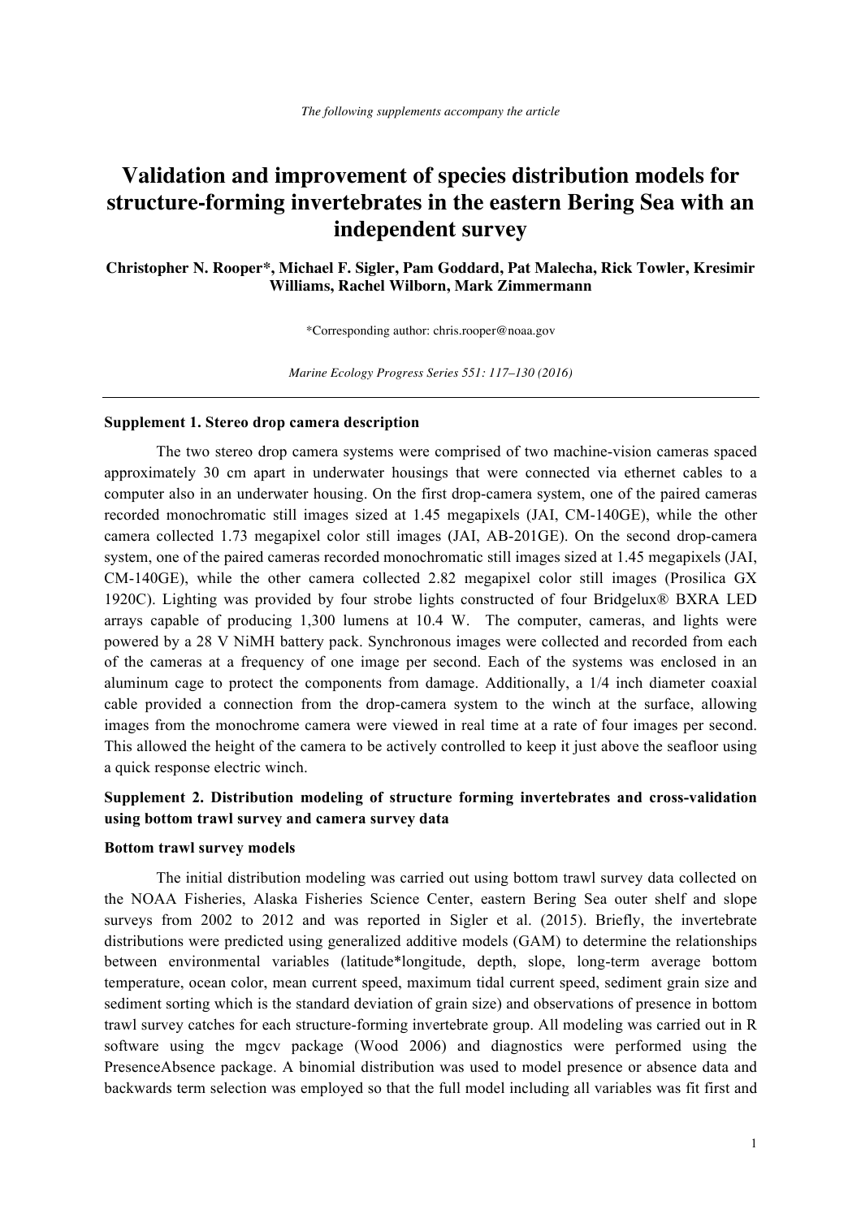*The following supplements accompany the article*

# Validation and improvement of species distribution models for structure-forming invertebrates in the eastern Bering Sea with an independent survey

**Christopher N. Rooper\*, Michael F. Sigler, Pam Goddard, Pat Malecha, Rick Towler, Kresimir Williams, Rachel Wilborn, Mark Zimmermann**

\*Corresponding author: chris.rooper@noaa.gov

*Marine Ecology Progress Series 551: 117–130 (2016)*

---

## Supplement 1. Stereo drop camera description

The two stereo drop camera systems were comprised of two machine-vision cameras spaced approximately 30 cm apart in underwater housings that were connected via ethernet cables to a computer also in an underwater housing. On the first drop-camera system, one of the paired cameras recorded monochromatic still images sized at 1.45 megapixels (JAI, CM-140GE), while the other camera collected 1.73 megapixel color still images (JAI, AB-201GE). On the second drop-camera system, one of the paired cameras recorded monochromatic still images sized at 1.45 megapixels (JAI, CM-140GE), while the other camera collected 2.82 megapixel color still images (Prosilica GX 1920C). Lighting was provided by four strobe lights constructed of four Bridgelux® BXRA LED arrays capable of producing 1,300 lumens at 10.4 W. The computer, cameras, and lights were powered by a 28 V NiMH battery pack. Synchronous images were collected and recorded from each of the cameras at a frequency of one image per second. Each of the systems was enclosed in an aluminum cage to protect the components from damage. Additionally, a 1/4 inch diameter coaxial cable provided a connection from the drop-camera system to the winch at the surface, allowing images from the monochrome camera were viewed in real time at a rate of four images per second. This allowed the height of the camera to be actively controlled to keep it just above the seafloor using a quick response electric winch.

## Supplement 2. Distribution modeling of structure forming invertebrates and cross-validation using bottom trawl survey and camera survey data

### Bottom trawl survey models

The initial distribution modeling was carried out using bottom trawl survey data collected on the NOAA Fisheries, Alaska Fisheries Science Center, eastern Bering Sea outer shelf and slope surveys from 2002 to 2012 and was reported in Sigler et al. (2015). Briefly, the invertebrate distributions were predicted using generalized additive models (GAM) to determine the relationships between environmental variables (latitude*longitude, depth, slope, long-term average bottom temperature, ocean color, mean current speed, maximum tidal current speed, sediment grain size and sediment sorting which is the standard deviation of grain size) and observations of presence in bottom trawl survey catches for each structure-forming invertebrate group. All modeling was carried out in R software using the mgcv package (Wood 2006) and diagnostics were performed using the PresenceAbsence package. A binomial distribution was used to model presence or absence data and backwards term selection was employed so that the full model including all variables was fit first and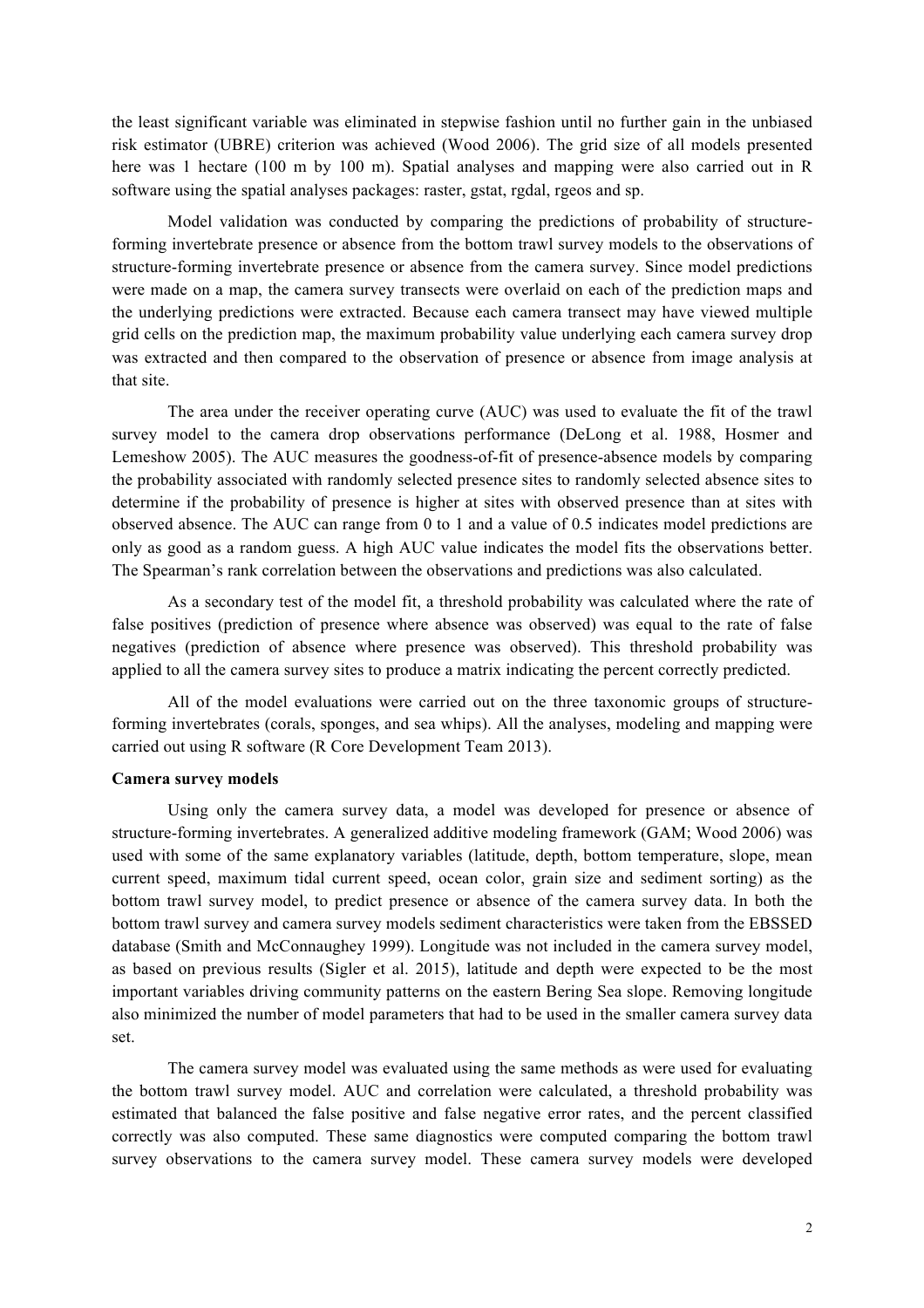the least significant variable was eliminated in stepwise fashion until no further gain in the unbiased risk estimator (UBRE) criterion was achieved (Wood 2006). The grid size of all models presented here was 1 hectare (100 m by 100 m). Spatial analyses and mapping were also carried out in R software using the spatial analyses packages: raster, gstat, rgdal, rgeos and sp.

Model validation was conducted by comparing the predictions of probability of structure-forming invertebrate presence or absence from the bottom trawl survey models to the observations of structure-forming invertebrate presence or absence from the camera survey. Since model predictions were made on a map, the camera survey transects were overlaid on each of the prediction maps and the underlying predictions were extracted. Because each camera transect may have viewed multiple grid cells on the prediction map, the maximum probability value underlying each camera survey drop was extracted and then compared to the observation of presence or absence from image analysis at that site.

The area under the receiver operating curve (AUC) was used to evaluate the fit of the trawl survey model to the camera drop observations performance (DeLong et al. 1988, Hosmer and Lemeshow 2005). The AUC measures the goodness-of-fit of presence-absence models by comparing the probability associated with randomly selected presence sites to randomly selected absence sites to determine if the probability of presence is higher at sites with observed presence than at sites with observed absence. The AUC can range from 0 to 1 and a value of 0.5 indicates model predictions are only as good as a random guess. A high AUC value indicates the model fits the observations better. The Spearman's rank correlation between the observations and predictions was also calculated.

As a secondary test of the model fit, a threshold probability was calculated where the rate of false positives (prediction of presence where absence was observed) was equal to the rate of false negatives (prediction of absence where presence was observed). This threshold probability was applied to all the camera survey sites to produce a matrix indicating the percent correctly predicted.

All of the model evaluations were carried out on the three taxonomic groups of structure-forming invertebrates (corals, sponges, and sea whips). All the analyses, modeling and mapping were carried out using R software (R Core Development Team 2013).

**Camera survey models**

Using only the camera survey data, a model was developed for presence or absence of structure-forming invertebrates. A generalized additive modeling framework (GAM; Wood 2006) was used with some of the same explanatory variables (latitude, depth, bottom temperature, slope, mean current speed, maximum tidal current speed, ocean color, grain size and sediment sorting) as the bottom trawl survey model, to predict presence or absence of the camera survey data. In both the bottom trawl survey and camera survey models sediment characteristics were taken from the EBSSED database (Smith and McConnaughey 1999). Longitude was not included in the camera survey model, as based on previous results (Sigler et al. 2015), latitude and depth were expected to be the most important variables driving community patterns on the eastern Bering Sea slope. Removing longitude also minimized the number of model parameters that had to be used in the smaller camera survey data set.

The camera survey model was evaluated using the same methods as were used for evaluating the bottom trawl survey model. AUC and correlation were calculated, a threshold probability was estimated that balanced the false positive and false negative error rates, and the percent classified correctly was also computed. These same diagnostics were computed comparing the bottom trawl survey observations to the camera survey model. These camera survey models were developed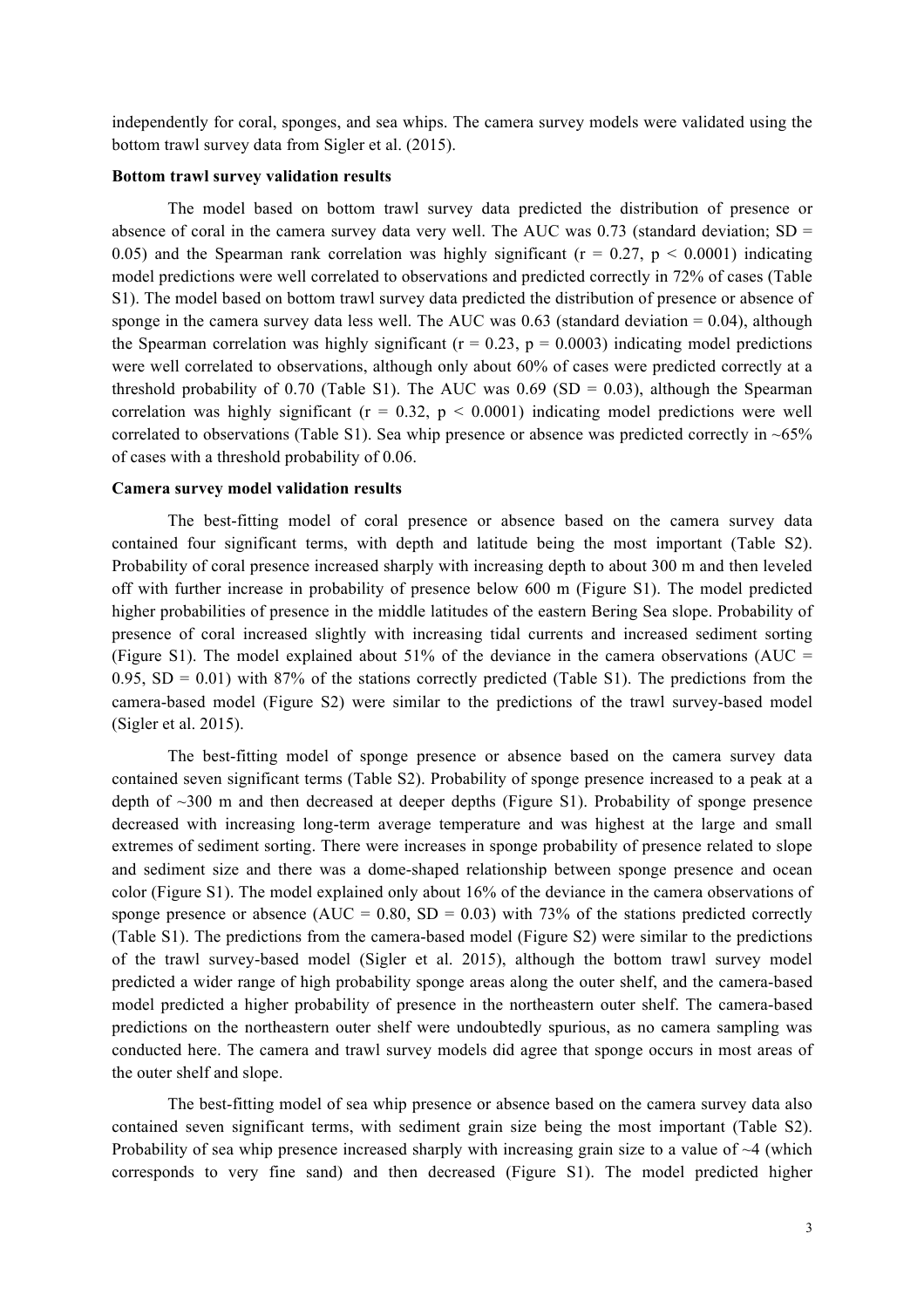independently for coral, sponges, and sea whips. The camera survey models were validated using the bottom trawl survey data from Sigler et al. (2015).

**Bottom trawl survey validation results**

The model based on bottom trawl survey data predicted the distribution of presence or absence of coral in the camera survey data very well. The AUC was 0.73 (standard deviation; SD = 0.05) and the Spearman rank correlation was highly significant ($r = 0.27$, $p < 0.0001$) indicating model predictions were well correlated to observations and predicted correctly in 72% of cases (Table S1). The model based on bottom trawl survey data predicted the distribution of presence or absence of sponge in the camera survey data less well. The AUC was 0.63 (standard deviation = 0.04), although the Spearman correlation was highly significant ($r = 0.23$, $p = 0.0003$) indicating model predictions were well correlated to observations, although only about 60% of cases were predicted correctly at a threshold probability of 0.70 (Table S1). The AUC was 0.69 (SD = 0.03), although the Spearman correlation was highly significant ($r = 0.32$, $p < 0.0001$) indicating model predictions were well correlated to observations (Table S1). Sea whip presence or absence was predicted correctly in ~65% of cases with a threshold probability of 0.06.

**Camera survey model validation results**

The best-fitting model of coral presence or absence based on the camera survey data contained four significant terms, with depth and latitude being the most important (Table S2). Probability of coral presence increased sharply with increasing depth to about 300 m and then leveled off with further increase in probability of presence below 600 m (Figure S1). The model predicted higher probabilities of presence in the middle latitudes of the eastern Bering Sea slope. Probability of presence of coral increased slightly with increasing tidal currents and increased sediment sorting (Figure S1). The model explained about 51% of the deviance in the camera observations (AUC = 0.95, SD = 0.01) with 87% of the stations correctly predicted (Table S1). The predictions from the camera-based model (Figure S2) were similar to the predictions of the trawl survey-based model (Sigler et al. 2015).

The best-fitting model of sponge presence or absence based on the camera survey data contained seven significant terms (Table S2). Probability of sponge presence increased to a peak at a depth of ~300 m and then decreased at deeper depths (Figure S1). Probability of sponge presence decreased with increasing long-term average temperature and was highest at the large and small extremes of sediment sorting. There were increases in sponge probability of presence related to slope and sediment size and there was a dome-shaped relationship between sponge presence and ocean color (Figure S1). The model explained only about 16% of the deviance in the camera observations of sponge presence or absence (AUC = 0.80, SD = 0.03) with 73% of the stations predicted correctly (Table S1). The predictions from the camera-based model (Figure S2) were similar to the predictions of the trawl survey-based model (Sigler et al. 2015), although the bottom trawl survey model predicted a wider range of high probability sponge areas along the outer shelf, and the camera-based model predicted a higher probability of presence in the northeastern outer shelf. The camera-based predictions on the northeastern outer shelf were undoubtedly spurious, as no camera sampling was conducted here. The camera and trawl survey models did agree that sponge occurs in most areas of the outer shelf and slope.

The best-fitting model of sea whip presence or absence based on the camera survey data also contained seven significant terms, with sediment grain size being the most important (Table S2). Probability of sea whip presence increased sharply with increasing grain size to a value of ~4 (which corresponds to very fine sand) and then decreased (Figure S1). The model predicted higher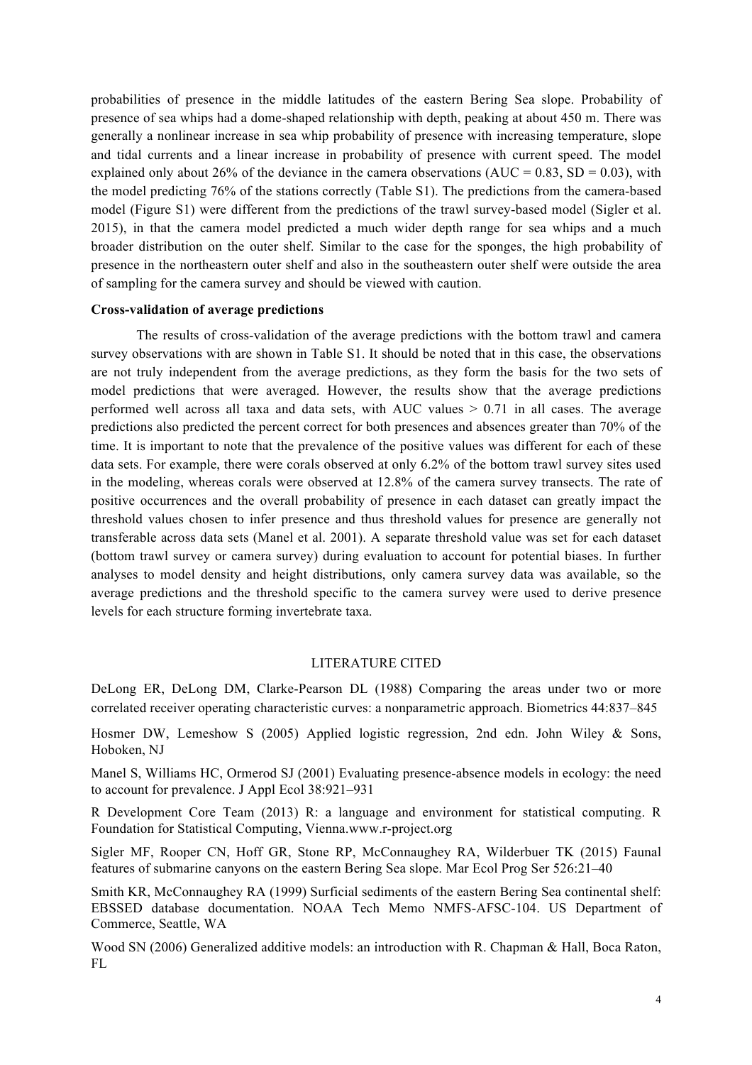probabilities of presence in the middle latitudes of the eastern Bering Sea slope. Probability of presence of sea whips had a dome-shaped relationship with depth, peaking at about 450 m. There was generally a nonlinear increase in sea whip probability of presence with increasing temperature, slope and tidal currents and a linear increase in probability of presence with current speed. The model explained only about 26% of the deviance in the camera observations (AUC = 0.83, SD = 0.03), with the model predicting 76% of the stations correctly (Table S1). The predictions from the camera-based model (Figure S1) were different from the predictions of the trawl survey-based model (Sigler et al. 2015), in that the camera model predicted a much wider depth range for sea whips and a much broader distribution on the outer shelf. Similar to the case for the sponges, the high probability of presence in the northeastern outer shelf and also in the southeastern outer shelf were outside the area of sampling for the camera survey and should be viewed with caution.

**Cross-validation of average predictions**

The results of cross-validation of the average predictions with the bottom trawl and camera survey observations with are shown in Table S1. It should be noted that in this case, the observations are not truly independent from the average predictions, as they form the basis for the two sets of model predictions that were averaged. However, the results show that the average predictions performed well across all taxa and data sets, with AUC values > 0.71 in all cases. The average predictions also predicted the percent correct for both presences and absences greater than 70% of the time. It is important to note that the prevalence of the positive values was different for each of these data sets. For example, there were corals observed at only 6.2% of the bottom trawl survey sites used in the modeling, whereas corals were observed at 12.8% of the camera survey transects. The rate of positive occurrences and the overall probability of presence in each dataset can greatly impact the threshold values chosen to infer presence and thus threshold values for presence are generally not transferable across data sets (Manel et al. 2001). A separate threshold value was set for each dataset (bottom trawl survey or camera survey) during evaluation to account for potential biases. In further analyses to model density and height distributions, only camera survey data was available, so the average predictions and the threshold specific to the camera survey were used to derive presence levels for each structure forming invertebrate taxa.

## LITERATURE CITED

DeLong ER, DeLong DM, Clarke-Pearson DL (1988) Comparing the areas under two or more correlated receiver operating characteristic curves: a nonparametric approach. Biometrics 44:837–845

Hosmer DW, Lemeshow S (2005) Applied logistic regression, 2nd edn. John Wiley & Sons, Hoboken, NJ

Manel S, Williams HC, Ormerod SJ (2001) Evaluating presence-absence models in ecology: the need to account for prevalence. J Appl Ecol 38:921–931

R Development Core Team (2013) R: a language and environment for statistical computing. R Foundation for Statistical Computing, Vienna.www.r-project.org

Sigler MF, Rooper CN, Hoff GR, Stone RP, McConnaughey RA, Wilderbuer TK (2015) Faunal features of submarine canyons on the eastern Bering Sea slope. Mar Ecol Prog Ser 526:21–40

Smith KR, McConnaughey RA (1999) Surficial sediments of the eastern Bering Sea continental shelf: EBSSED database documentation. NOAA Tech Memo NMFS-AFSC-104. US Department of Commerce, Seattle, WA

Wood SN (2006) Generalized additive models: an introduction with R. Chapman & Hall, Boca Raton, FL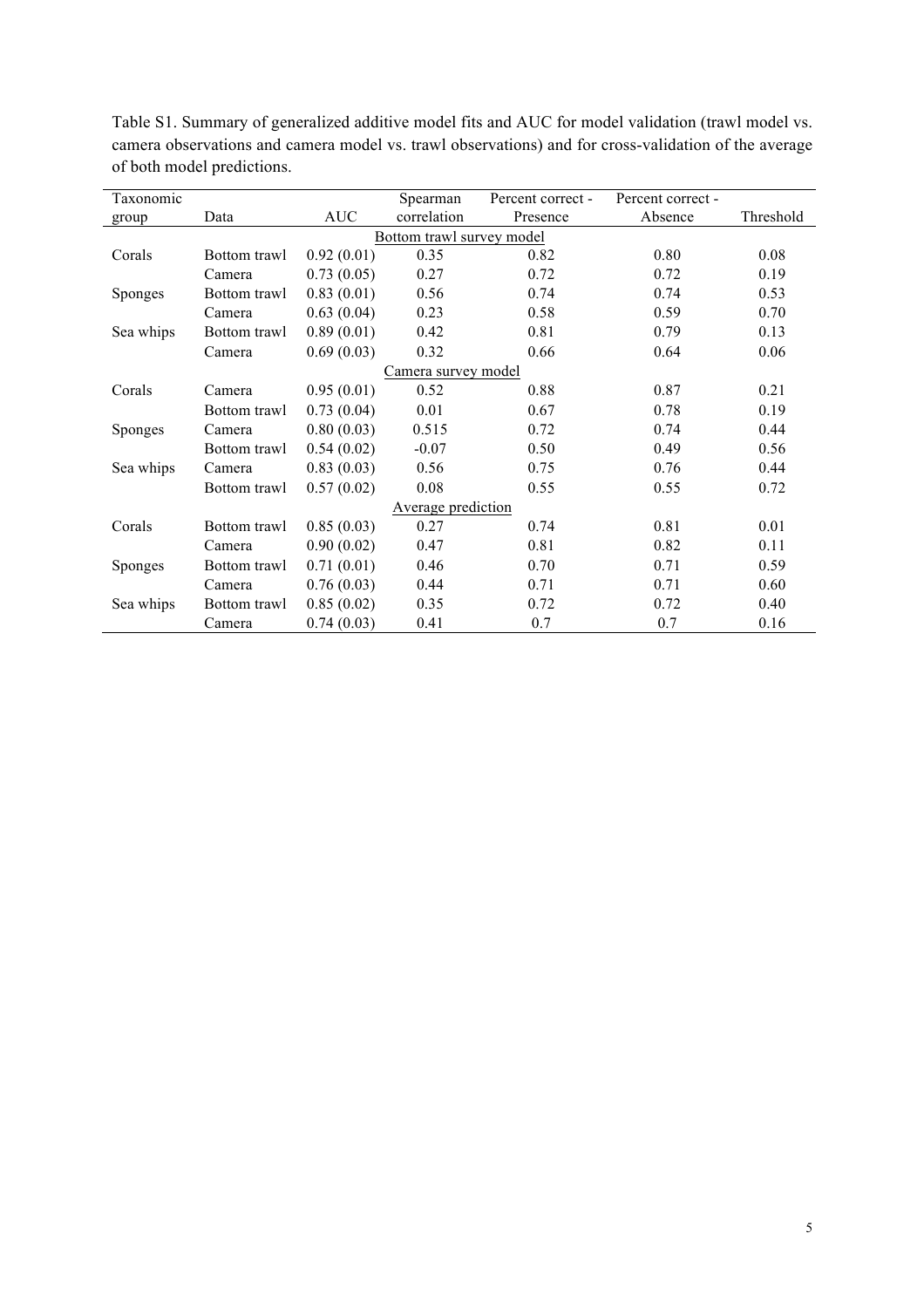Table S1. Summary of generalized additive model fits and AUC for model validation (trawl model vs. camera observations and camera model vs. trawl observations) and for cross-validation of the average of both model predictions.

| Taxonomic group | Data | AUC | Spearman correlation | Percent correct - Presence | Percent correct - Absence | Threshold |
|---|---|---|---|---|---|---|
| | | | Bottom trawl survey model | | | |
| Corals | Bottom trawl | 0.92 (0.01) | 0.35 | 0.82 | 0.80 | 0.08 |
| | Camera | 0.73 (0.05) | 0.27 | 0.72 | 0.72 | 0.19 |
| Sponges | Bottom trawl | 0.83 (0.01) | 0.56 | 0.74 | 0.74 | 0.53 |
| | Camera | 0.63 (0.04) | 0.23 | 0.58 | 0.59 | 0.70 |
| Sea whips | Bottom trawl | 0.89 (0.01) | 0.42 | 0.81 | 0.79 | 0.13 |
| | Camera | 0.69 (0.03) | 0.32 | 0.66 | 0.64 | 0.06 |
| | | | Camera survey model | | | |
| Corals | Camera | 0.95 (0.01) | 0.52 | 0.88 | 0.87 | 0.21 |
| | Bottom trawl | 0.73 (0.04) | 0.01 | 0.67 | 0.78 | 0.19 |
| Sponges | Camera | 0.80 (0.03) | 0.515 | 0.72 | 0.74 | 0.44 |
| | Bottom trawl | 0.54 (0.02) | -0.07 | 0.50 | 0.49 | 0.56 |
| Sea whips | Camera | 0.83 (0.03) | 0.56 | 0.75 | 0.76 | 0.44 |
| | Bottom trawl | 0.57 (0.02) | 0.08 | 0.55 | 0.55 | 0.72 |
| | | | Average prediction | | | |
| Corals | Bottom trawl | 0.85 (0.03) | 0.27 | 0.74 | 0.81 | 0.01 |
| | Camera | 0.90 (0.02) | 0.47 | 0.81 | 0.82 | 0.11 |
| Sponges | Bottom trawl | 0.71 (0.01) | 0.46 | 0.70 | 0.71 | 0.59 |
| | Camera | 0.76 (0.03) | 0.44 | 0.71 | 0.71 | 0.60 |
| Sea whips | Bottom trawl | 0.85 (0.02) | 0.35 | 0.72 | 0.72 | 0.40 |
| | Camera | 0.74 (0.03) | 0.41 | 0.7 | 0.7 | 0.16 |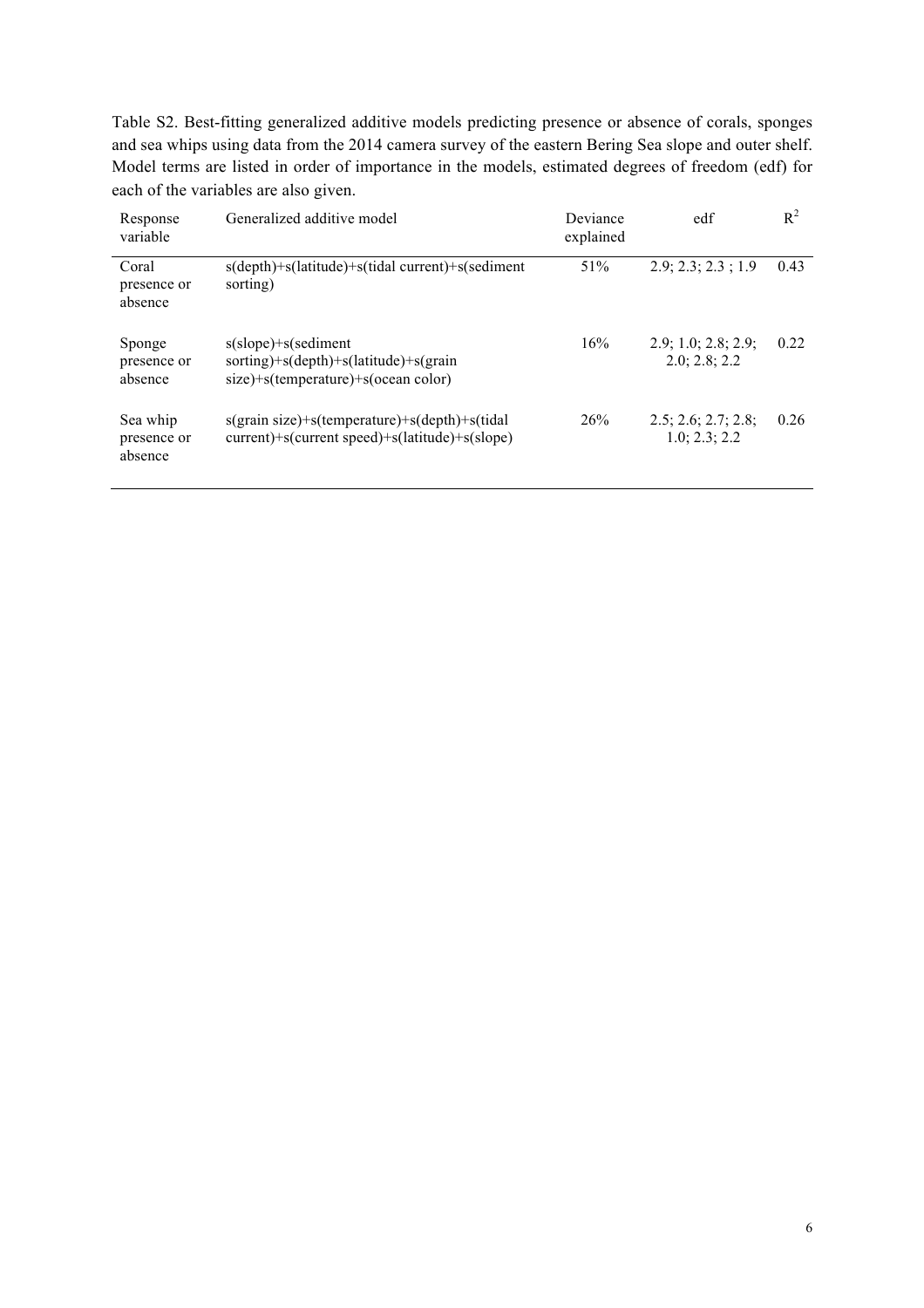Table S2. Best-fitting generalized additive models predicting presence or absence of corals, sponges and sea whips using data from the 2014 camera survey of the eastern Bering Sea slope and outer shelf. Model terms are listed in order of importance in the models, estimated degrees of freedom (edf) for each of the variables are also given.

| Response variable | Generalized additive model | Deviance explained | edf | $R^2$ |
|---|---|---|---|---|
| Coral presence or absence | s(depth)+s(latitude)+s(tidal current)+s(sediment sorting) | 51% | 2.9; 2.3; 2.3 ; 1.9 | 0.43 |
| Sponge presence or absence | s(slope)+s(sediment sorting)+s(depth)+s(latitude)+s(grain size)+s(temperature)+s(ocean color) | 16% | 2.9; 1.0; 2.8; 2.9; 2.0; 2.8; 2.2 | 0.22 |
| Sea whip presence or absence | s(grain size)+s(temperature)+s(depth)+s(tidal current)+s(current speed)+s(latitude)+s(slope) | 26% | 2.5; 2.6; 2.7; 2.8; 1.0; 2.3; 2.2 | 0.26 |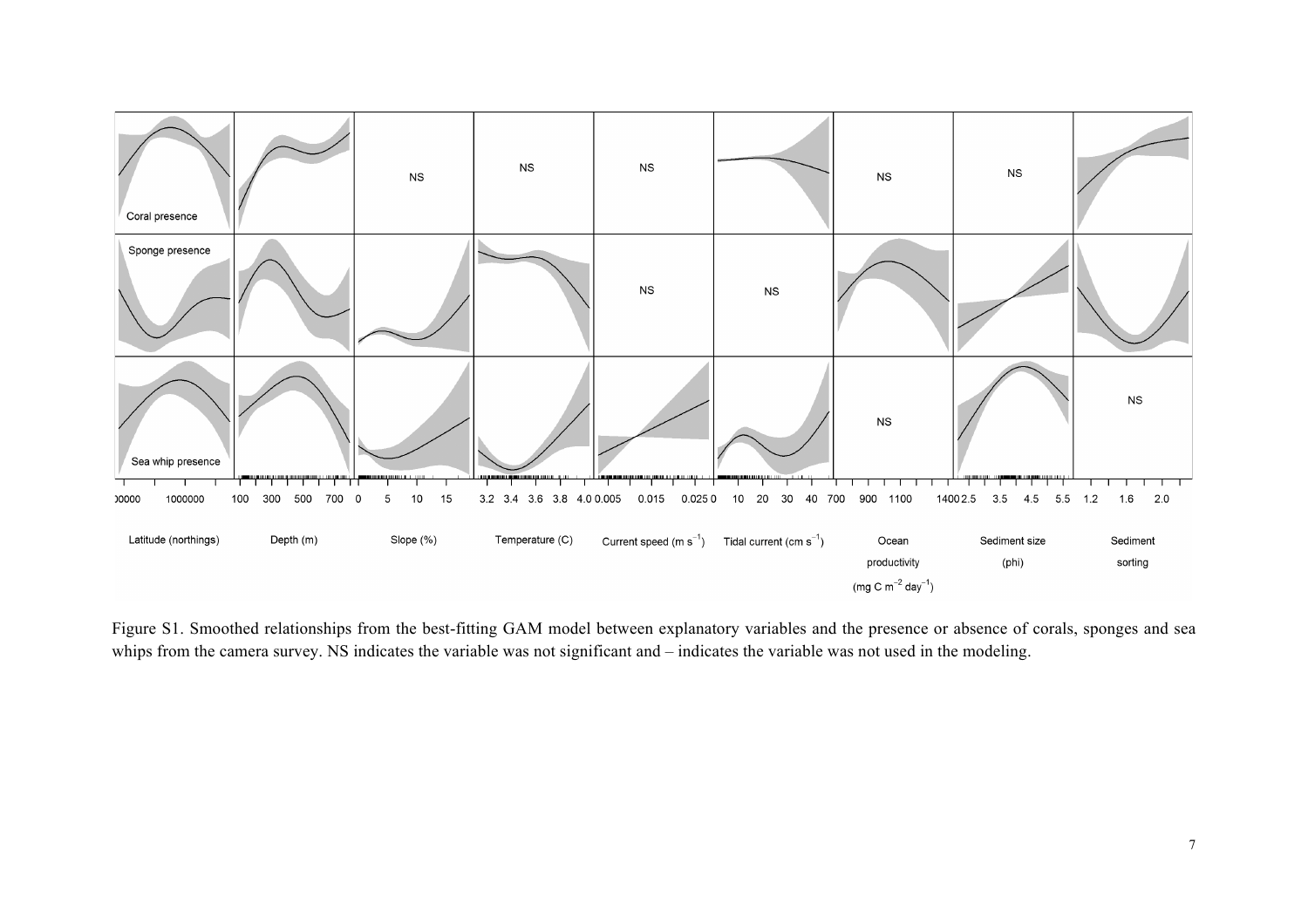Figure S1. Smoothed relationships from the best-fitting GAM model between explanatory variables and the presence or absence of corals, sponges and sea whips from the camera survey. NS indicates the variable was not significant and – indicates the variable was not used in the modeling.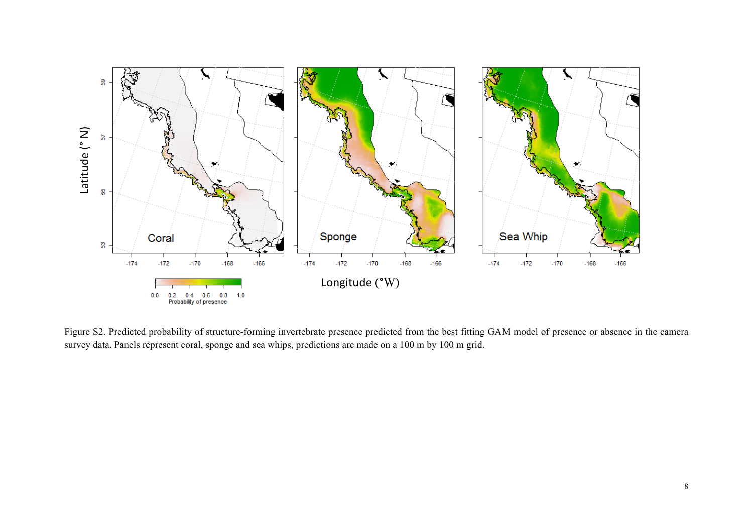Coral

Sponge

Sea Whip

Latitude (° N)

59

57

55

53

-174 -172 -170 -168 -166

Longitude (°W)

0.0 0.2 0.4 0.6 0.8 1.0

Probability of presence

Figure S2. Predicted probability of structure-forming invertebrate presence predicted from the best fitting GAM model of presence or absence in the camera survey data. Panels represent coral, sponge and sea whips, predictions are made on a 100 m by 100 m grid.